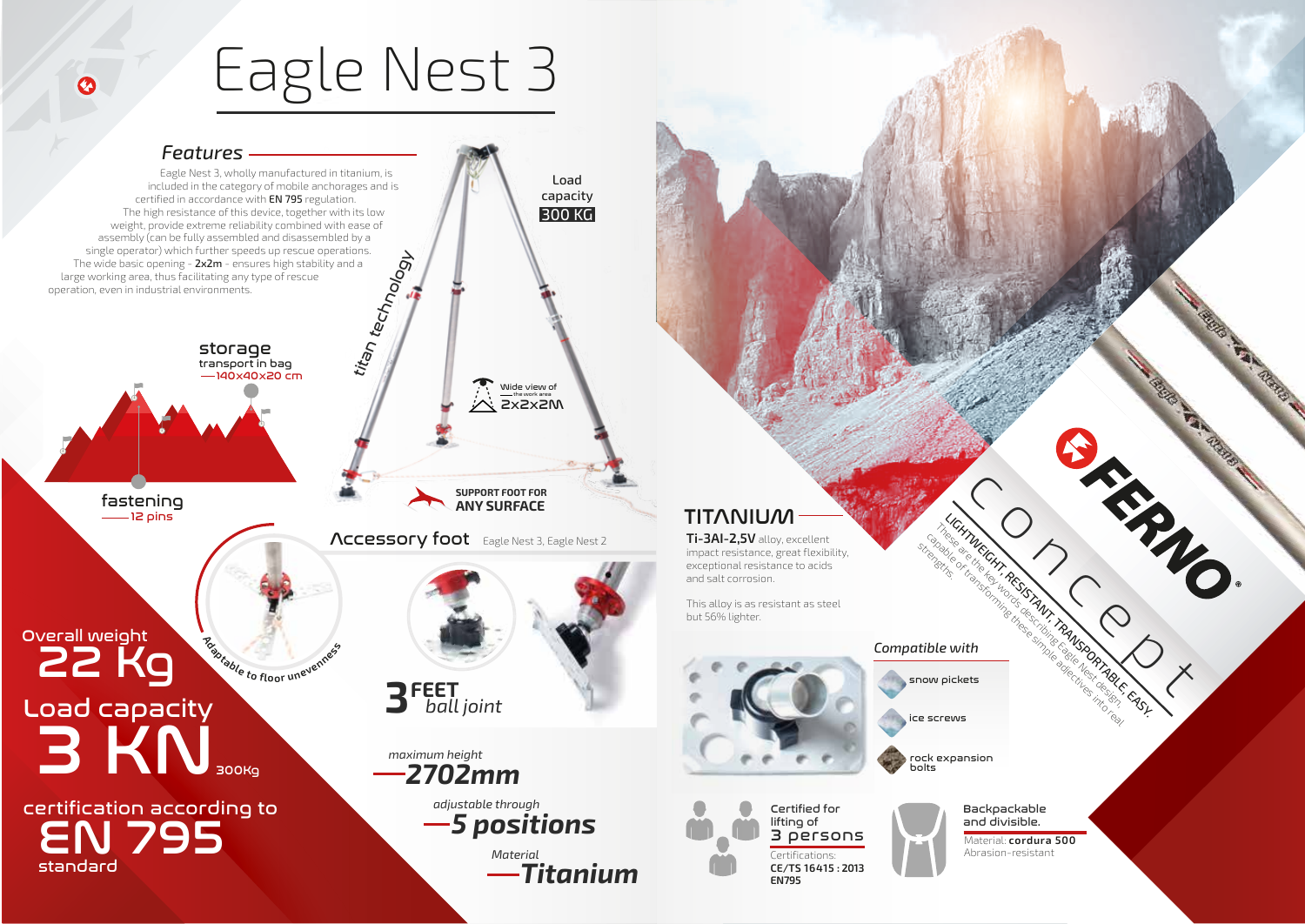# Eagle Nest 3

## Features

Eagle Nest 3, wholly manufactured in titanium, is included in the category of mobile anchorages and is certified in accordance with **EN 795** regulation.
The high resistance of this device, together with its low weight, provide extreme reliability combined with ease of assembly (can be fully assembled and disassembled by a single operator) which further speeds up rescue operations.
The wide basic opening - **2x2m** - ensures high stability and a large working area, thus facilitating any type of rescue operation, even in industrial environments.

titan technology

Load capacity **300 KG**

Wide view of the work area **2x2x2M**

storage
transport in bag
140x40x20 cm

fastening
12 pins

**SUPPORT FOOT FOR ANY SURFACE**

## Accessory foot

Eagle Nest 3, Eagle Nest 2

Adaptable to floor unevenness

**3 FEET** *ball joint*

Overall weight **22 Kg**

Load capacity **3 KN** 300Kg

certification according to **EN 795** standard

*maximum height* **2702mm**

*adjustable through* **5 positions**

*Material* **Titanium**

## TITANIUM

**Ti-3Al-2,5V** alloy, excellent impact resistance, great flexibility, exceptional resistance to acids and salt corrosion.

This alloy is as resistant as steel but 56% lighter.

FERNO® concept

**LIGHTWEIGHT, RESISTANT, TRANSPORTABLE, EASY.**
These are the key words describing Eagle Nest design, capable of transforming these simple adjectives into real strengths.

*Compatible with*

- snow pickets
- ice screws
- rock expansion bolts

Certified for lifting of **3 persons**
Certifications:
**CE/TS 16415 : 2013**
**EN795**

Backpackable and divisible.
Material: **cordura 500**
Abrasion-resistant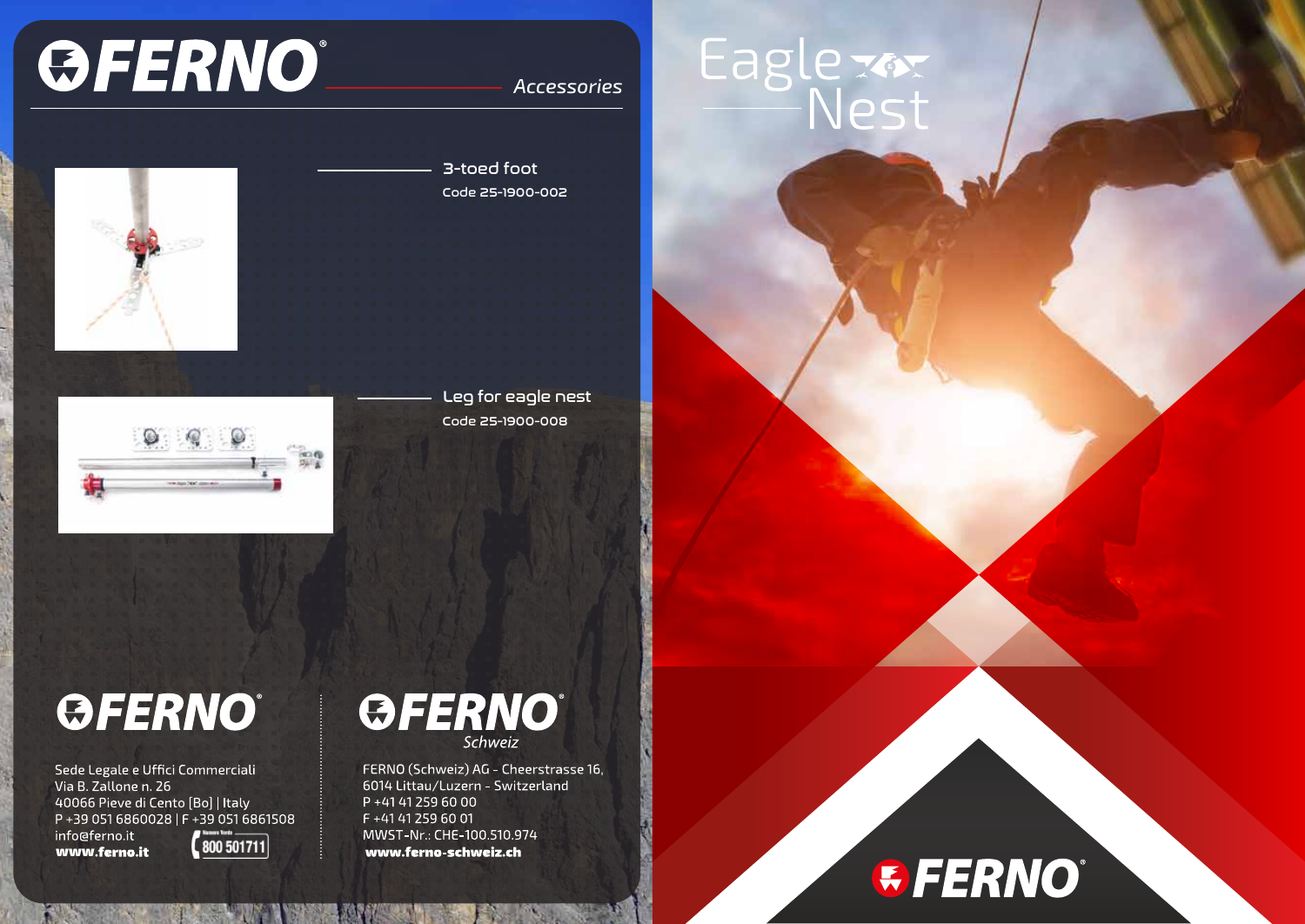# FERNO

*Accessories*

3-toed foot

Code 25-1900-002

Leg for eagle nest

Code 25-1900-008

**FERNO**

Sede Legale e Uffici Commerciali
Via B. Zallone n. 26
40066 Pieve di Cento [Bo] | Italy
P +39 051 6860028 | F +39 051 6861508
info@ferno.it
**www.ferno.it**

Numero Verde 800 501711

**FERNO** *Schweiz*

FERNO (Schweiz) AG - Cheerstrasse 16,
6014 Littau/Luzern - Switzerland
P +41 41 259 60 00
F +41 41 259 60 01
MWST-Nr.: CHE-100.510.974
**www.ferno-schweiz.ch**

# Eagle Nest

**FERNO**